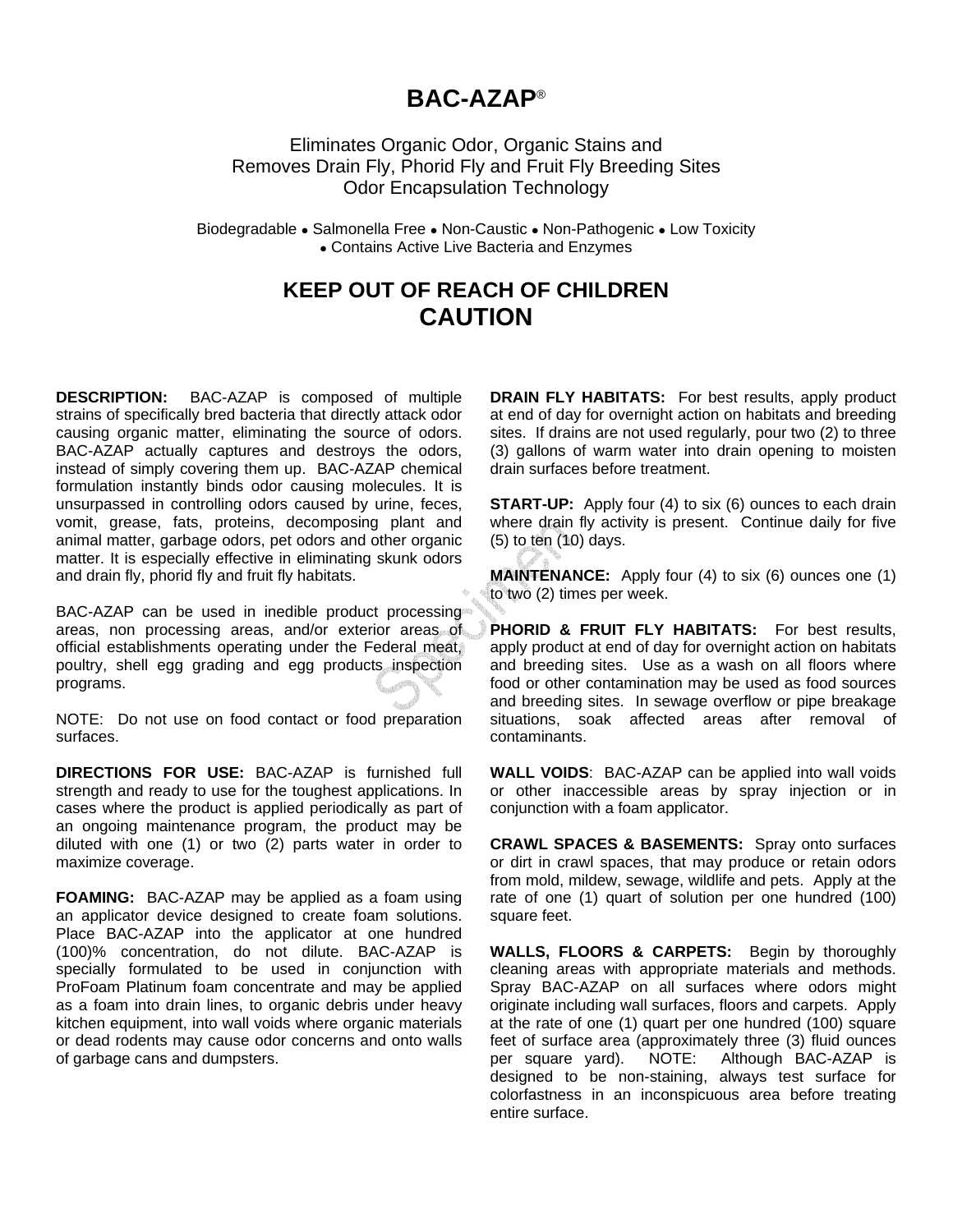# BAC-AZAP®

Eliminates Organic Odor, Organic Stains and
Removes Drain Fly, Phorid Fly and Fruit Fly Breeding Sites
Odor Encapsulation Technology

Biodegradable • Salmonella Free • Non-Caustic • Non-Pathogenic • Low Toxicity
• Contains Active Live Bacteria and Enzymes

## KEEP OUT OF REACH OF CHILDREN
## CAUTION

**DESCRIPTION:** BAC-AZAP is composed of multiple strains of specifically bred bacteria that directly attack odor causing organic matter, eliminating the source of odors. BAC-AZAP actually captures and destroys the odors, instead of simply covering them up. BAC-AZAP chemical formulation instantly binds odor causing molecules. It is unsurpassed in controlling odors caused by urine, feces, vomit, grease, fats, proteins, decomposing plant and animal matter, garbage odors, pet odors and other organic matter. It is especially effective in eliminating skunk odors and drain fly, phorid fly and fruit fly habitats.

BAC-AZAP can be used in inedible product processing areas, non processing areas, and/or exterior areas of official establishments operating under the Federal meat, poultry, shell egg grading and egg products inspection programs.

NOTE: Do not use on food contact or food preparation surfaces.

**DIRECTIONS FOR USE:** BAC-AZAP is furnished full strength and ready to use for the toughest applications. In cases where the product is applied periodically as part of an ongoing maintenance program, the product may be diluted with one (1) or two (2) parts water in order to maximize coverage.

**FOAMING:** BAC-AZAP may be applied as a foam using an applicator device designed to create foam solutions. Place BAC-AZAP into the applicator at one hundred (100)% concentration, do not dilute. BAC-AZAP is specially formulated to be used in conjunction with ProFoam Platinum foam concentrate and may be applied as a foam into drain lines, to organic debris under heavy kitchen equipment, into wall voids where organic materials or dead rodents may cause odor concerns and onto walls of garbage cans and dumpsters.

**DRAIN FLY HABITATS:** For best results, apply product at end of day for overnight action on habitats and breeding sites. If drains are not used regularly, pour two (2) to three (3) gallons of warm water into drain opening to moisten drain surfaces before treatment.

**START-UP:** Apply four (4) to six (6) ounces to each drain where drain fly activity is present. Continue daily for five (5) to ten (10) days.

**MAINTENANCE:** Apply four (4) to six (6) ounces one (1) to two (2) times per week.

**PHORID & FRUIT FLY HABITATS:** For best results, apply product at end of day for overnight action on habitats and breeding sites. Use as a wash on all floors where food or other contamination may be used as food sources and breeding sites. In sewage overflow or pipe breakage situations, soak affected areas after removal of contaminants.

**WALL VOIDS**: BAC-AZAP can be applied into wall voids or other inaccessible areas by spray injection or in conjunction with a foam applicator.

**CRAWL SPACES & BASEMENTS:** Spray onto surfaces or dirt in crawl spaces, that may produce or retain odors from mold, mildew, sewage, wildlife and pets. Apply at the rate of one (1) quart of solution per one hundred (100) square feet.

**WALLS, FLOORS & CARPETS:** Begin by thoroughly cleaning areas with appropriate materials and methods. Spray BAC-AZAP on all surfaces where odors might originate including wall surfaces, floors and carpets. Apply at the rate of one (1) quart per one hundred (100) square feet of surface area (approximately three (3) fluid ounces per square yard). NOTE: Although BAC-AZAP is designed to be non-staining, always test surface for colorfastness in an inconspicuous area before treating entire surface.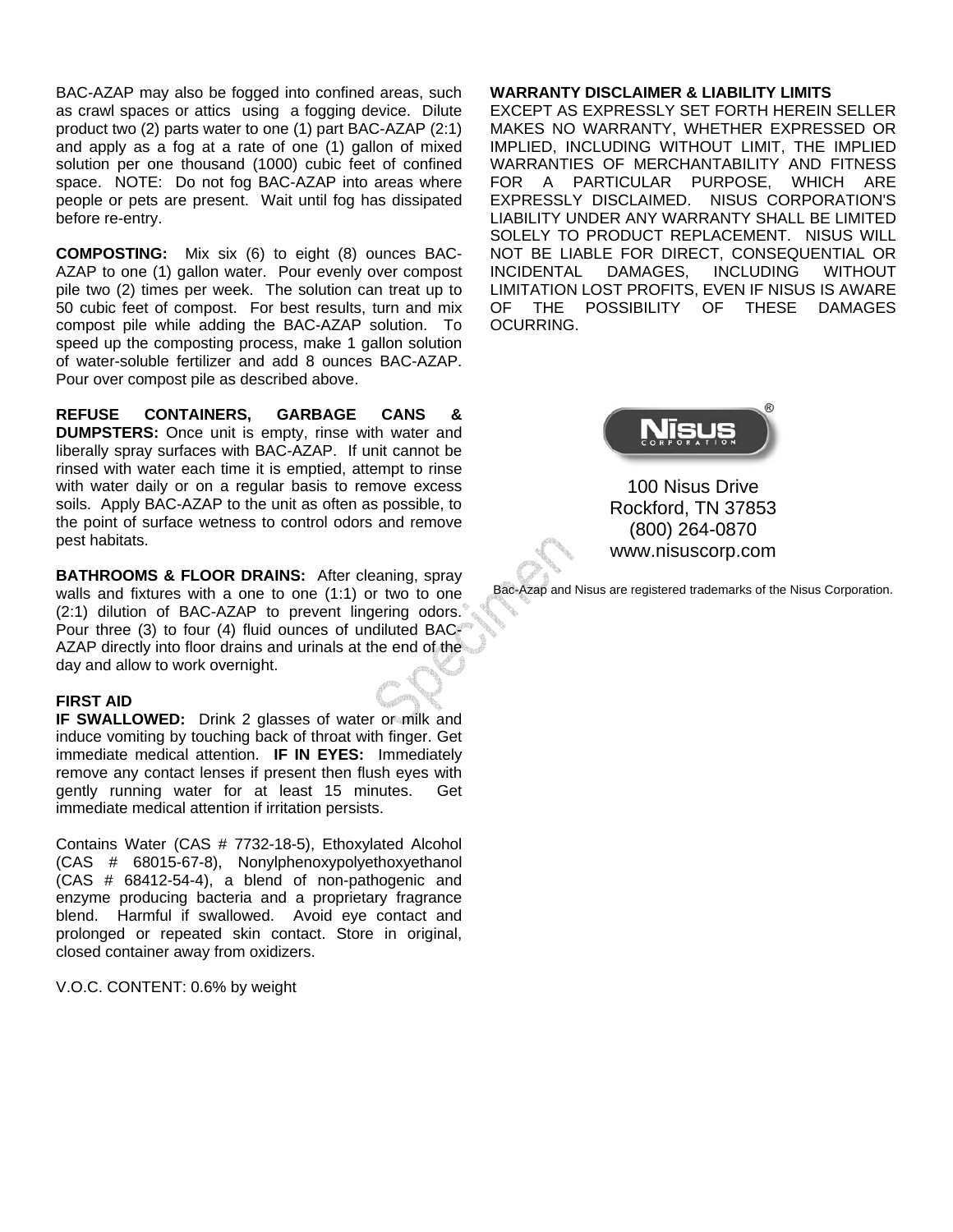BAC-AZAP may also be fogged into confined areas, such as crawl spaces or attics using a fogging device. Dilute product two (2) parts water to one (1) part BAC-AZAP (2:1) and apply as a fog at a rate of one (1) gallon of mixed solution per one thousand (1000) cubic feet of confined space. NOTE: Do not fog BAC-AZAP into areas where people or pets are present. Wait until fog has dissipated before re-entry.

**COMPOSTING:** Mix six (6) to eight (8) ounces BAC-AZAP to one (1) gallon water. Pour evenly over compost pile two (2) times per week. The solution can treat up to 50 cubic feet of compost. For best results, turn and mix compost pile while adding the BAC-AZAP solution. To speed up the composting process, make 1 gallon solution of water-soluble fertilizer and add 8 ounces BAC-AZAP. Pour over compost pile as described above.

**REFUSE CONTAINERS, GARBAGE CANS & DUMPSTERS:** Once unit is empty, rinse with water and liberally spray surfaces with BAC-AZAP. If unit cannot be rinsed with water each time it is emptied, attempt to rinse with water daily or on a regular basis to remove excess soils. Apply BAC-AZAP to the unit as often as possible, to the point of surface wetness to control odors and remove pest habitats.

**BATHROOMS & FLOOR DRAINS:** After cleaning, spray walls and fixtures with a one to one (1:1) or two to one (2:1) dilution of BAC-AZAP to prevent lingering odors. Pour three (3) to four (4) fluid ounces of undiluted BAC-AZAP directly into floor drains and urinals at the end of the day and allow to work overnight.

**FIRST AID**

**IF SWALLOWED:** Drink 2 glasses of water or milk and induce vomiting by touching back of throat with finger. Get immediate medical attention. **IF IN EYES:** Immediately remove any contact lenses if present then flush eyes with gently running water for at least 15 minutes. Get immediate medical attention if irritation persists.

Contains Water (CAS # 7732-18-5), Ethoxylated Alcohol (CAS # 68015-67-8), Nonylphenoxypolyethoxyethanol (CAS # 68412-54-4), a blend of non-pathogenic and enzyme producing bacteria and a proprietary fragrance blend. Harmful if swallowed. Avoid eye contact and prolonged or repeated skin contact. Store in original, closed container away from oxidizers.

V.O.C. CONTENT: 0.6% by weight

**WARRANTY DISCLAIMER & LIABILITY LIMITS**

EXCEPT AS EXPRESSLY SET FORTH HEREIN SELLER MAKES NO WARRANTY, WHETHER EXPRESSED OR IMPLIED, INCLUDING WITHOUT LIMIT, THE IMPLIED WARRANTIES OF MERCHANTABILITY AND FITNESS FOR A PARTICULAR PURPOSE, WHICH ARE EXPRESSLY DISCLAIMED. NISUS CORPORATION'S LIABILITY UNDER ANY WARRANTY SHALL BE LIMITED SOLELY TO PRODUCT REPLACEMENT. NISUS WILL NOT BE LIABLE FOR DIRECT, CONSEQUENTIAL OR INCIDENTAL DAMAGES, INCLUDING WITHOUT LIMITATION LOST PROFITS, EVEN IF NISUS IS AWARE OF THE POSSIBILITY OF THESE DAMAGES OCURRING.

NISUS CORPORATION

100 Nisus Drive
Rockford, TN 37853
(800) 264-0870
www.nisuscorp.com

Bac-Azap and Nisus are registered trademarks of the Nisus Corporation.